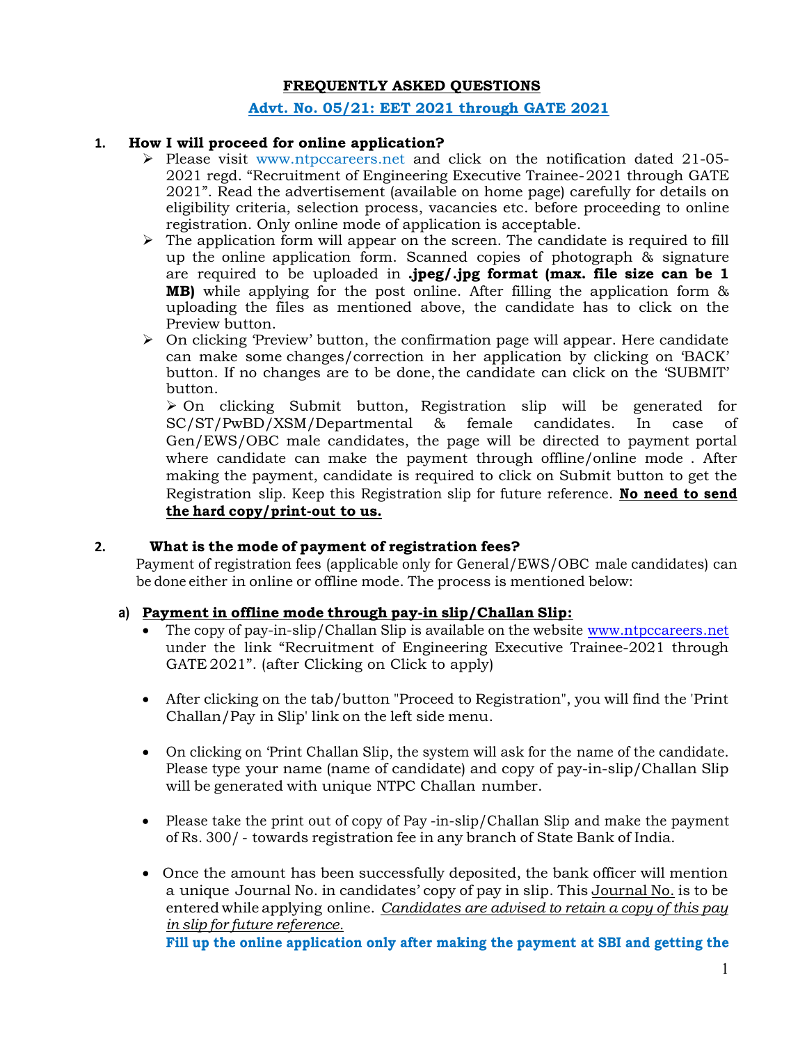# FREQUENTLY ASKED QUESTIONS

## Advt. No. 05/21: EET 2021 through GATE 2021

**1. How I will proceed for online application?**

- Please visit www.ntpccareers.net and click on the notification dated 21-05-2021 regd. "Recruitment of Engineering Executive Trainee-2021 through GATE 2021". Read the advertisement (available on home page) carefully for details on eligibility criteria, selection process, vacancies etc. before proceeding to online registration. Only online mode of application is acceptable.
- The application form will appear on the screen. The candidate is required to fill up the online application form. Scanned copies of photograph & signature are required to be uploaded in **.jpeg/.jpg format (max. file size can be 1 MB)** while applying for the post online. After filling the application form & uploading the files as mentioned above, the candidate has to click on the Preview button.
- On clicking 'Preview' button, the confirmation page will appear. Here candidate can make some changes/correction in her application by clicking on 'BACK' button. If no changes are to be done, the candidate can click on the 'SUBMIT' button.
- On clicking Submit button, Registration slip will be generated for SC/ST/PwBD/XSM/Departmental & female candidates. In case of Gen/EWS/OBC male candidates, the page will be directed to payment portal where candidate can make the payment through offline/online mode . After making the payment, candidate is required to click on Submit button to get the Registration slip. Keep this Registration slip for future reference. **No need to send the hard copy/print-out to us.**

**2. What is the mode of payment of registration fees?**

Payment of registration fees (applicable only for General/EWS/OBC male candidates) can be done either in online or offline mode. The process is mentioned below:

**a) Payment in offline mode through pay-in slip/Challan Slip:**

- The copy of pay-in-slip/Challan Slip is available on the website www.ntpccareers.net under the link "Recruitment of Engineering Executive Trainee-2021 through GATE 2021". (after Clicking on Click to apply)
- After clicking on the tab/button "Proceed to Registration", you will find the 'Print Challan/Pay in Slip' link on the left side menu.
- On clicking on 'Print Challan Slip, the system will ask for the name of the candidate. Please type your name (name of candidate) and copy of pay-in-slip/Challan Slip will be generated with unique NTPC Challan number.
- Please take the print out of copy of Pay -in-slip/Challan Slip and make the payment of Rs. 300/ - towards registration fee in any branch of State Bank of India.
- Once the amount has been successfully deposited, the bank officer will mention a unique Journal No. in candidates' copy of pay in slip. This Journal No. is to be entered while applying online. *Candidates are advised to retain a copy of this pay in slip for future reference.*

  **Fill up the online application only after making the payment at SBI and getting the**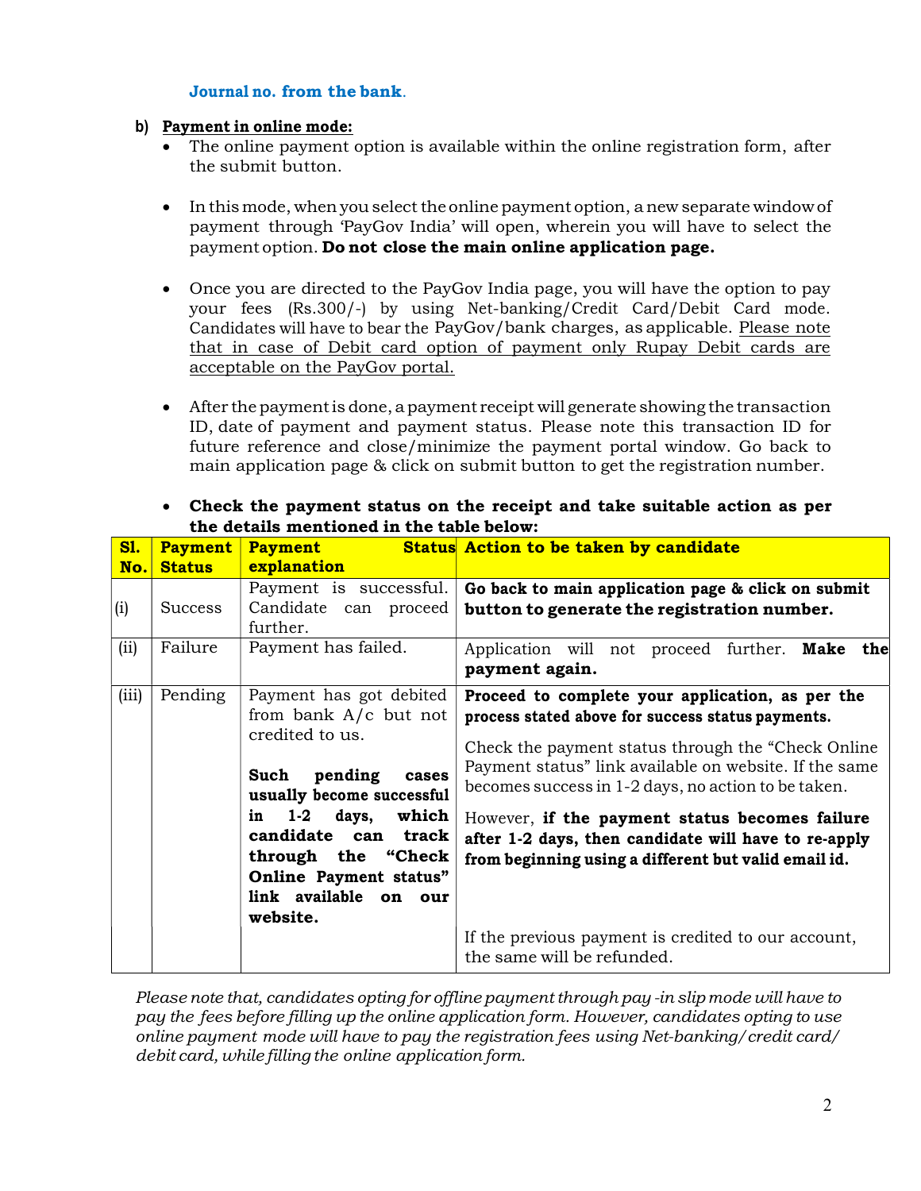**Journal no. from the bank**.

**b) Payment in online mode:**

- The online payment option is available within the online registration form, after the submit button.

- In this mode, when you select the online payment option, a new separate window of payment through 'PayGov India' will open, wherein you will have to select the payment option. **Do not close the main online application page.**

- Once you are directed to the PayGov India page, you will have the option to pay your fees (Rs.300/-) by using Net-banking/Credit Card/Debit Card mode. Candidates will have to bear the PayGov/bank charges, as applicable. Please note that in case of Debit card option of payment only Rupay Debit cards are acceptable on the PayGov portal.

- After the payment is done, a payment receipt will generate showing the transaction ID, date of payment and payment status. Please note this transaction ID for future reference and close/minimize the payment portal window. Go back to main application page & click on submit button to get the registration number.

- **Check the payment status on the receipt and take suitable action as per the details mentioned in the table below:**

| Sl. No. | Payment Status | Payment Status explanation | Action to be taken by candidate |
|---|---|---|---|
| (i) | Success | Payment is successful. Candidate can proceed further. | **Go back to main application page & click on submit button to generate the registration number.** |
| (ii) | Failure | Payment has failed. | Application will not proceed further. **Make the payment again.** |
| (iii) | Pending | Payment has got debited from bank A/c but not credited to us.<br><br>**Such pending cases usually become successful in 1-2 days, which candidate can track through the "Check Online Payment status" link available on our website.** | **Proceed to complete your application, as per the process stated above for success status payments.**<br><br>Check the payment status through the "Check Online Payment status" link available on website. If the same becomes success in 1-2 days, no action to be taken.<br><br>However, **if the payment status becomes failure after 1-2 days, then candidate will have to re-apply from beginning using a different but valid email id.** |
| | | | If the previous payment is credited to our account, the same will be refunded. |

*Please note that, candidates opting for offline payment through pay -in slip mode will have to pay the fees before filling up the online application form. However, candidates opting to use online payment mode will have to pay the registration fees using Net-banking/ credit card/ debit card, while filling the online application form.*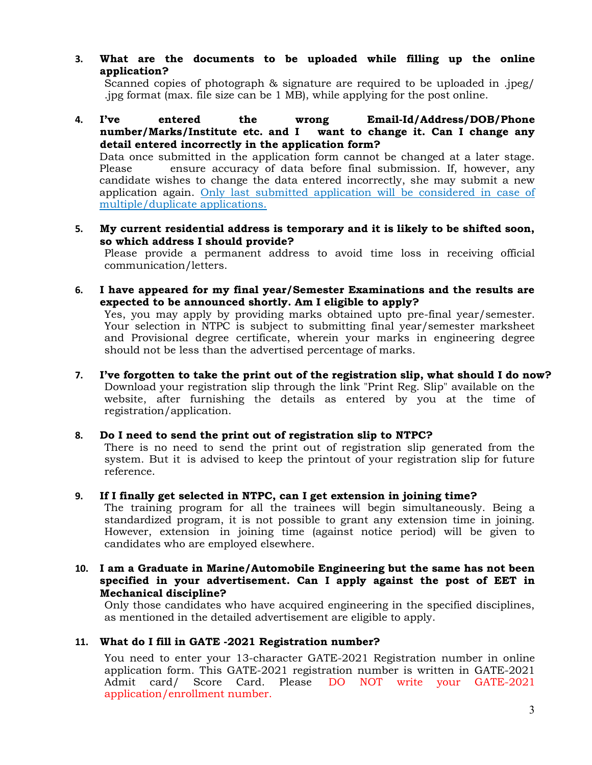3. **What are the documents to be uploaded while filling up the online application?**
   Scanned copies of photograph & signature are required to be uploaded in .jpeg/ .jpg format (max. file size can be 1 MB), while applying for the post online.

4. **I've entered the wrong Email-Id/Address/DOB/Phone number/Marks/Institute etc. and I want to change it. Can I change any detail entered incorrectly in the application form?**
   Data once submitted in the application form cannot be changed at a later stage. Please ensure accuracy of data before final submission. If, however, any candidate wishes to change the data entered incorrectly, she may submit a new application again. Only last submitted application will be considered in case of multiple/duplicate applications.

5. **My current residential address is temporary and it is likely to be shifted soon, so which address I should provide?**
   Please provide a permanent address to avoid time loss in receiving official communication/letters.

6. **I have appeared for my final year/Semester Examinations and the results are expected to be announced shortly. Am I eligible to apply?**
   Yes, you may apply by providing marks obtained upto pre-final year/semester. Your selection in NTPC is subject to submitting final year/semester marksheet and Provisional degree certificate, wherein your marks in engineering degree should not be less than the advertised percentage of marks.

7. **I've forgotten to take the print out of the registration slip, what should I do now?**
   Download your registration slip through the link "Print Reg. Slip" available on the website, after furnishing the details as entered by you at the time of registration/application.

8. **Do I need to send the print out of registration slip to NTPC?**
   There is no need to send the print out of registration slip generated from the system. But it is advised to keep the printout of your registration slip for future reference.

9. **If I finally get selected in NTPC, can I get extension in joining time?**
   The training program for all the trainees will begin simultaneously. Being a standardized program, it is not possible to grant any extension time in joining. However, extension in joining time (against notice period) will be given to candidates who are employed elsewhere.

10. **I am a Graduate in Marine/Automobile Engineering but the same has not been specified in your advertisement. Can I apply against the post of EET in Mechanical discipline?**
    Only those candidates who have acquired engineering in the specified disciplines, as mentioned in the detailed advertisement are eligible to apply.

11. **What do I fill in GATE -2021 Registration number?**
    You need to enter your 13-character GATE-2021 Registration number in online application form. This GATE-2021 registration number is written in GATE-2021 Admit card/ Score Card. Please DO NOT write your GATE-2021 application/enrollment number.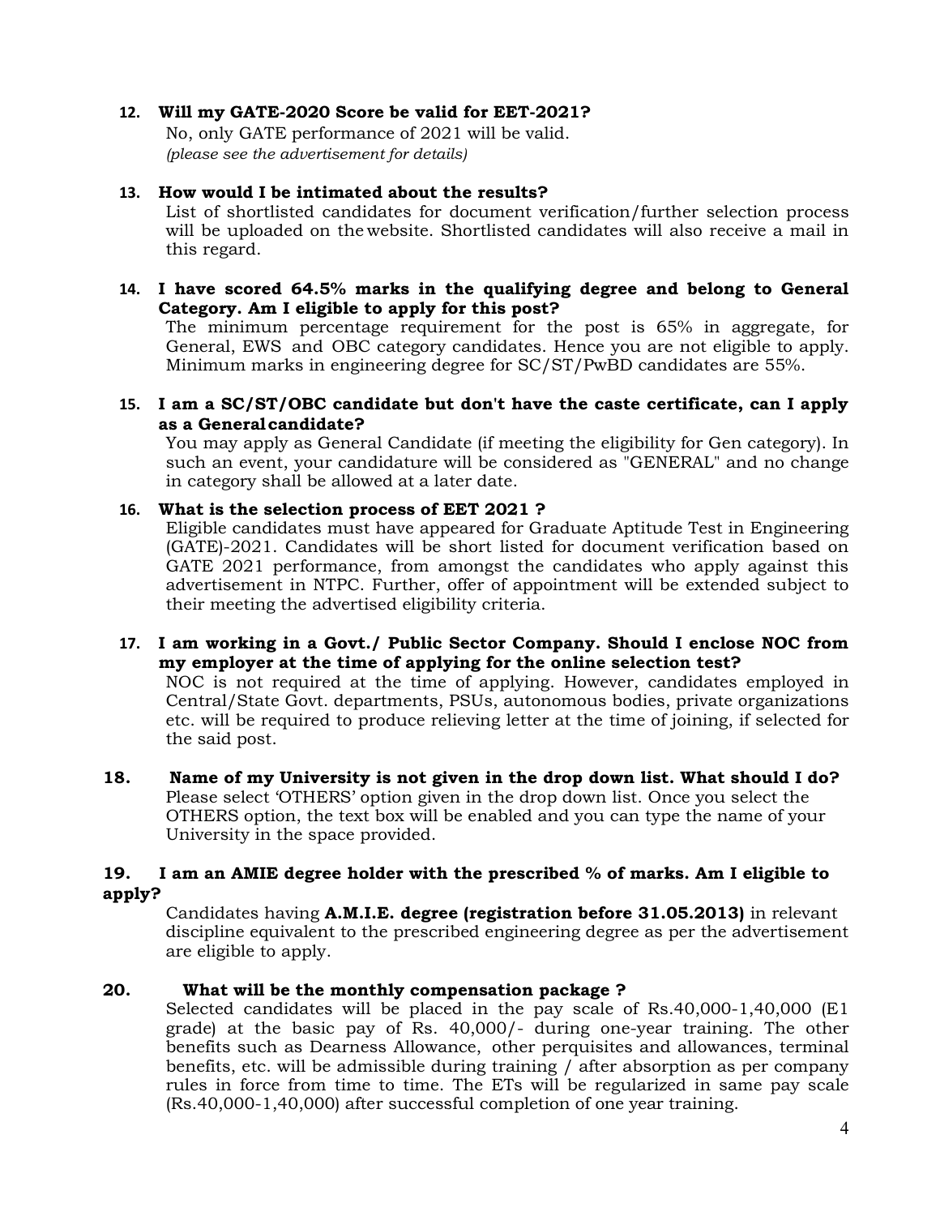**12. Will my GATE-2020 Score be valid for EET-2021?**

No, only GATE performance of 2021 will be valid.
*(please see the advertisement for details)*

**13. How would I be intimated about the results?**

List of shortlisted candidates for document verification/further selection process will be uploaded on the website. Shortlisted candidates will also receive a mail in this regard.

**14. I have scored 64.5% marks in the qualifying degree and belong to General Category. Am I eligible to apply for this post?**

The minimum percentage requirement for the post is 65% in aggregate, for General, EWS and OBC category candidates. Hence you are not eligible to apply. Minimum marks in engineering degree for SC/ST/PwBD candidates are 55%.

**15. I am a SC/ST/OBC candidate but don't have the caste certificate, can I apply as a General candidate?**

You may apply as General Candidate (if meeting the eligibility for Gen category). In such an event, your candidature will be considered as "GENERAL" and no change in category shall be allowed at a later date.

**16. What is the selection process of EET 2021 ?**

Eligible candidates must have appeared for Graduate Aptitude Test in Engineering (GATE)-2021. Candidates will be short listed for document verification based on GATE 2021 performance, from amongst the candidates who apply against this advertisement in NTPC. Further, offer of appointment will be extended subject to their meeting the advertised eligibility criteria.

**17. I am working in a Govt./ Public Sector Company. Should I enclose NOC from my employer at the time of applying for the online selection test?**

NOC is not required at the time of applying. However, candidates employed in Central/State Govt. departments, PSUs, autonomous bodies, private organizations etc. will be required to produce relieving letter at the time of joining, if selected for the said post.

**18. Name of my University is not given in the drop down list. What should I do?**

Please select 'OTHERS' option given in the drop down list. Once you select the OTHERS option, the text box will be enabled and you can type the name of your University in the space provided.

**19. I am an AMIE degree holder with the prescribed % of marks. Am I eligible to apply?**

Candidates having **A.M.I.E. degree (registration before 31.05.2013)** in relevant discipline equivalent to the prescribed engineering degree as per the advertisement are eligible to apply.

**20. What will be the monthly compensation package ?**

Selected candidates will be placed in the pay scale of Rs.40,000-1,40,000 (E1 grade) at the basic pay of Rs. 40,000/- during one-year training. The other benefits such as Dearness Allowance, other perquisites and allowances, terminal benefits, etc. will be admissible during training / after absorption as per company rules in force from time to time. The ETs will be regularized in same pay scale (Rs.40,000-1,40,000) after successful completion of one year training.